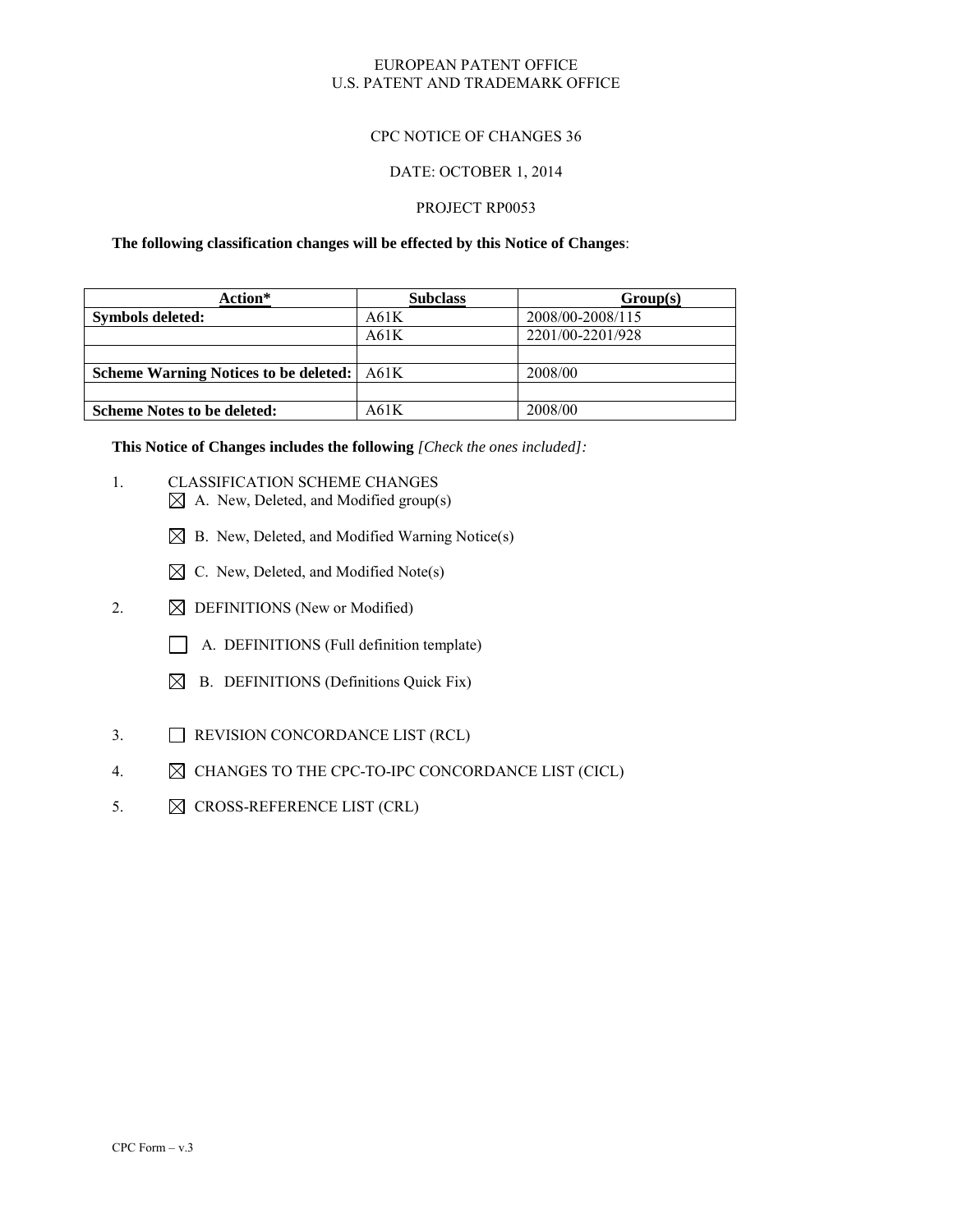EUROPEAN PATENT OFFICE
U.S. PATENT AND TRADEMARK OFFICE

CPC NOTICE OF CHANGES 36

DATE: OCTOBER 1, 2014

PROJECT RP0053

**The following classification changes will be effected by this Notice of Changes**:

| Action* | Subclass | Group(s) |
|---|---|---|
| **Symbols deleted:** | A61K | 2008/00-2008/115 |
| | A61K | 2201/00-2201/928 |
| | | |
| **Scheme Warning Notices to be deleted:** | A61K | 2008/00 |
| | | |
| **Scheme Notes to be deleted:** | A61K | 2008/00 |

**This Notice of Changes includes the following** *[Check the ones included]:*

1. CLASSIFICATION SCHEME CHANGES
   - ☒ A. New, Deleted, and Modified group(s)
   - ☒ B. New, Deleted, and Modified Warning Notice(s)
   - ☒ C. New, Deleted, and Modified Note(s)
2. ☒ DEFINITIONS (New or Modified)
   - ☐ A. DEFINITIONS (Full definition template)
   - ☒ B. DEFINITIONS (Definitions Quick Fix)
3. ☐ REVISION CONCORDANCE LIST (RCL)
4. ☒ CHANGES TO THE CPC-TO-IPC CONCORDANCE LIST (CICL)
5. ☒ CROSS-REFERENCE LIST (CRL)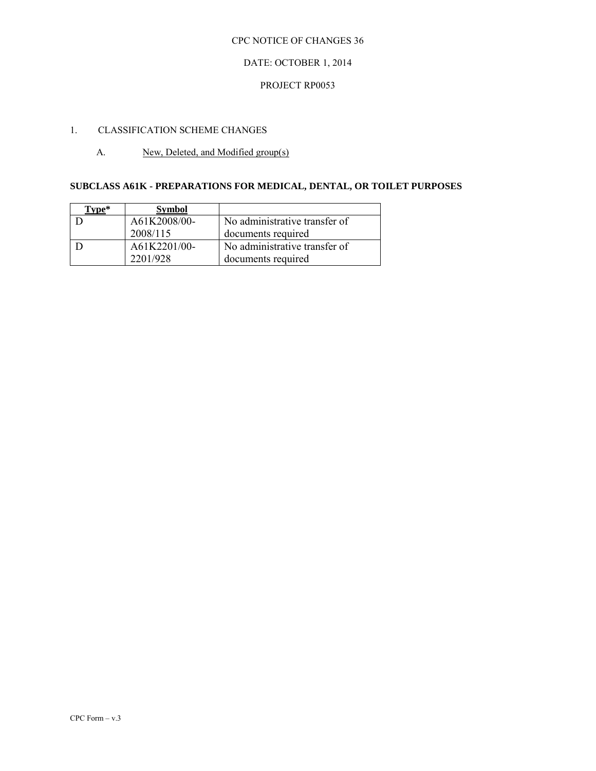CPC NOTICE OF CHANGES 36

DATE: OCTOBER 1, 2014

PROJECT RP0053

1. CLASSIFICATION SCHEME CHANGES

A. New, Deleted, and Modified group(s)

**SUBCLASS A61K - PREPARATIONS FOR MEDICAL, DENTAL, OR TOILET PURPOSES**

| **Type*** | **Symbol** | |
|---|---|---|
| D | A61K2008/00-2008/115 | No administrative transfer of documents required |
| D | A61K2201/00-2201/928 | No administrative transfer of documents required |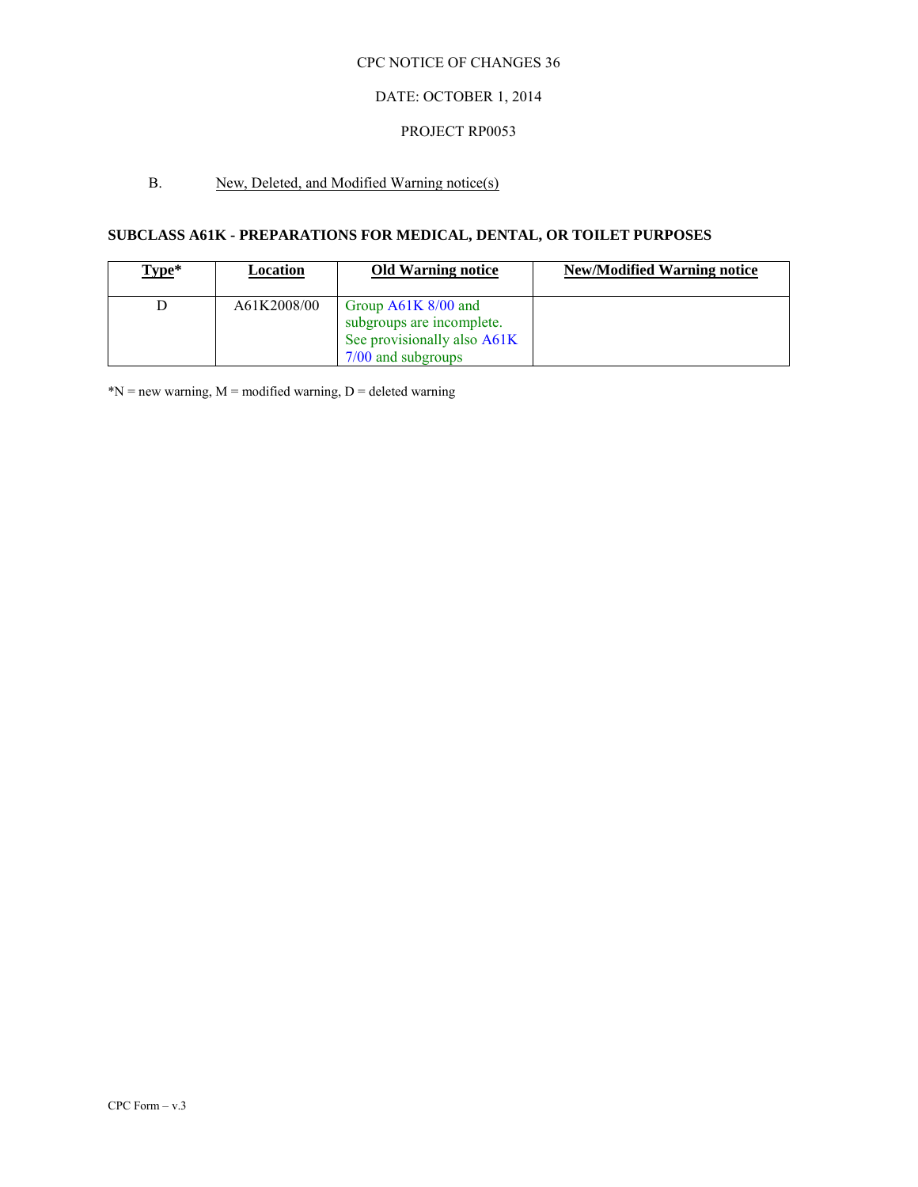CPC NOTICE OF CHANGES 36

DATE: OCTOBER 1, 2014

PROJECT RP0053

B. New, Deleted, and Modified Warning notice(s)

**SUBCLASS A61K - PREPARATIONS FOR MEDICAL, DENTAL, OR TOILET PURPOSES**

| Type* | Location | Old Warning notice | New/Modified Warning notice |
|---|---|---|---|
| D | A61K2008/00 | Group A61K 8/00 and subgroups are incomplete. See provisionally also A61K 7/00 and subgroups | |

*N = new warning, M = modified warning, D = deleted warning

CPC Form – v.3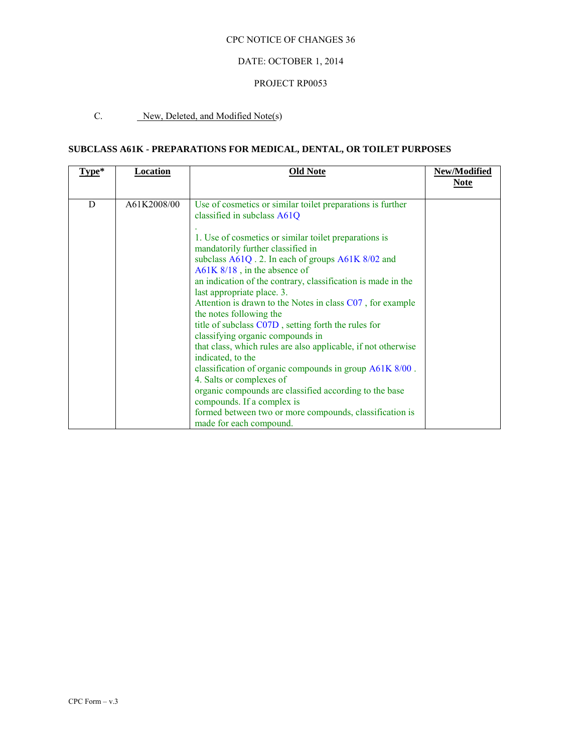CPC NOTICE OF CHANGES 36

DATE: OCTOBER 1, 2014

PROJECT RP0053

C. New, Deleted, and Modified Note(s)

**SUBCLASS A61K - PREPARATIONS FOR MEDICAL, DENTAL, OR TOILET PURPOSES**

| Type* | Location | Old Note | New/Modified Note |
|---|---|---|---|
| D | A61K2008/00 | Use of cosmetics or similar toilet preparations is further classified in subclass A61Q . 1. Use of cosmetics or similar toilet preparations is mandatorily further classified in subclass A61Q . 2. In each of groups A61K 8/02 and A61K 8/18 , in the absence of an indication of the contrary, classification is made in the last appropriate place. 3. Attention is drawn to the Notes in class C07 , for example the notes following the title of subclass C07D , setting forth the rules for classifying organic compounds in that class, which rules are also applicable, if not otherwise indicated, to the classification of organic compounds in group A61K 8/00 . 4. Salts or complexes of organic compounds are classified according to the base compounds. If a complex is formed between two or more compounds, classification is made for each compound. | |

CPC Form – v.3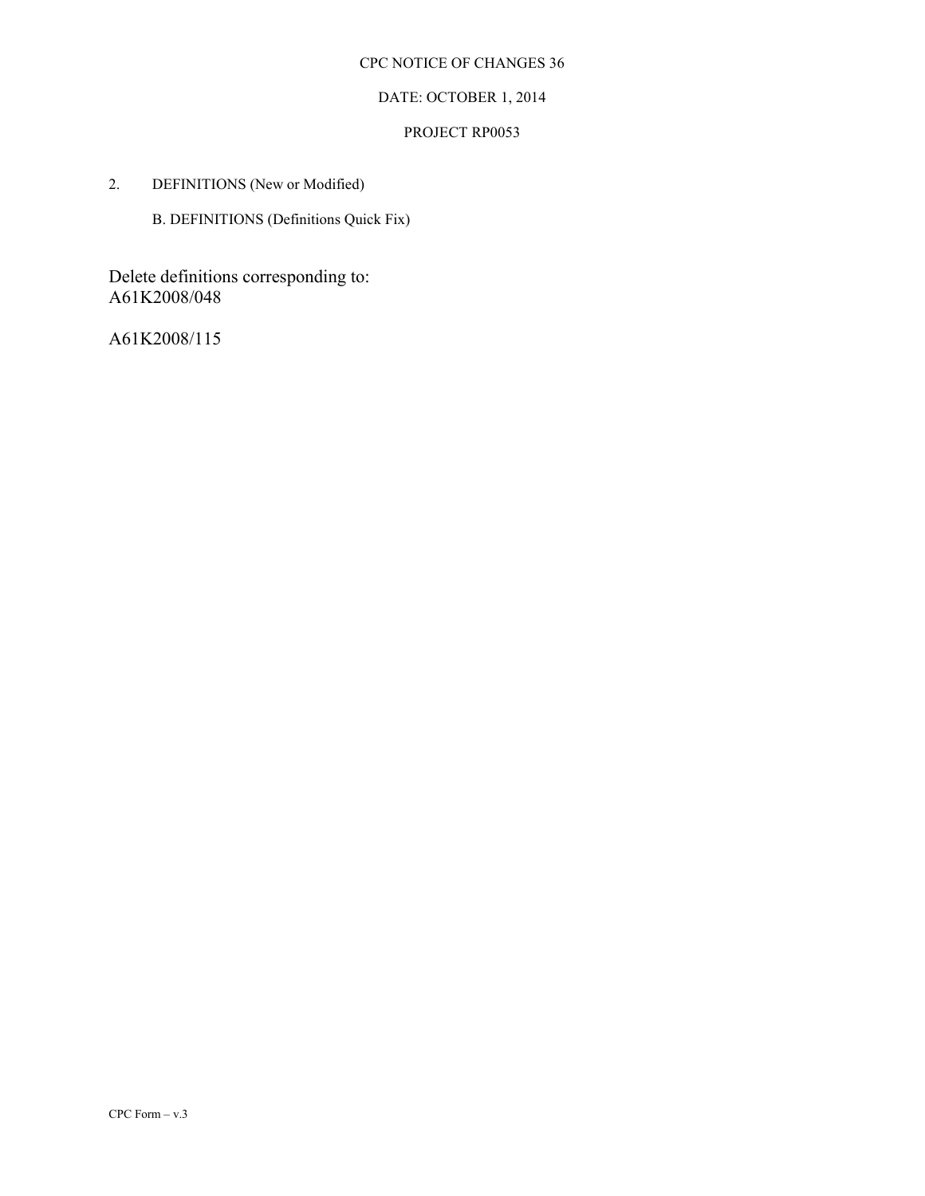CPC NOTICE OF CHANGES 36

DATE: OCTOBER 1, 2014

PROJECT RP0053

2. DEFINITIONS (New or Modified)

   B. DEFINITIONS (Definitions Quick Fix)

Delete definitions corresponding to:
A61K2008/048

A61K2008/115

CPC Form – v.3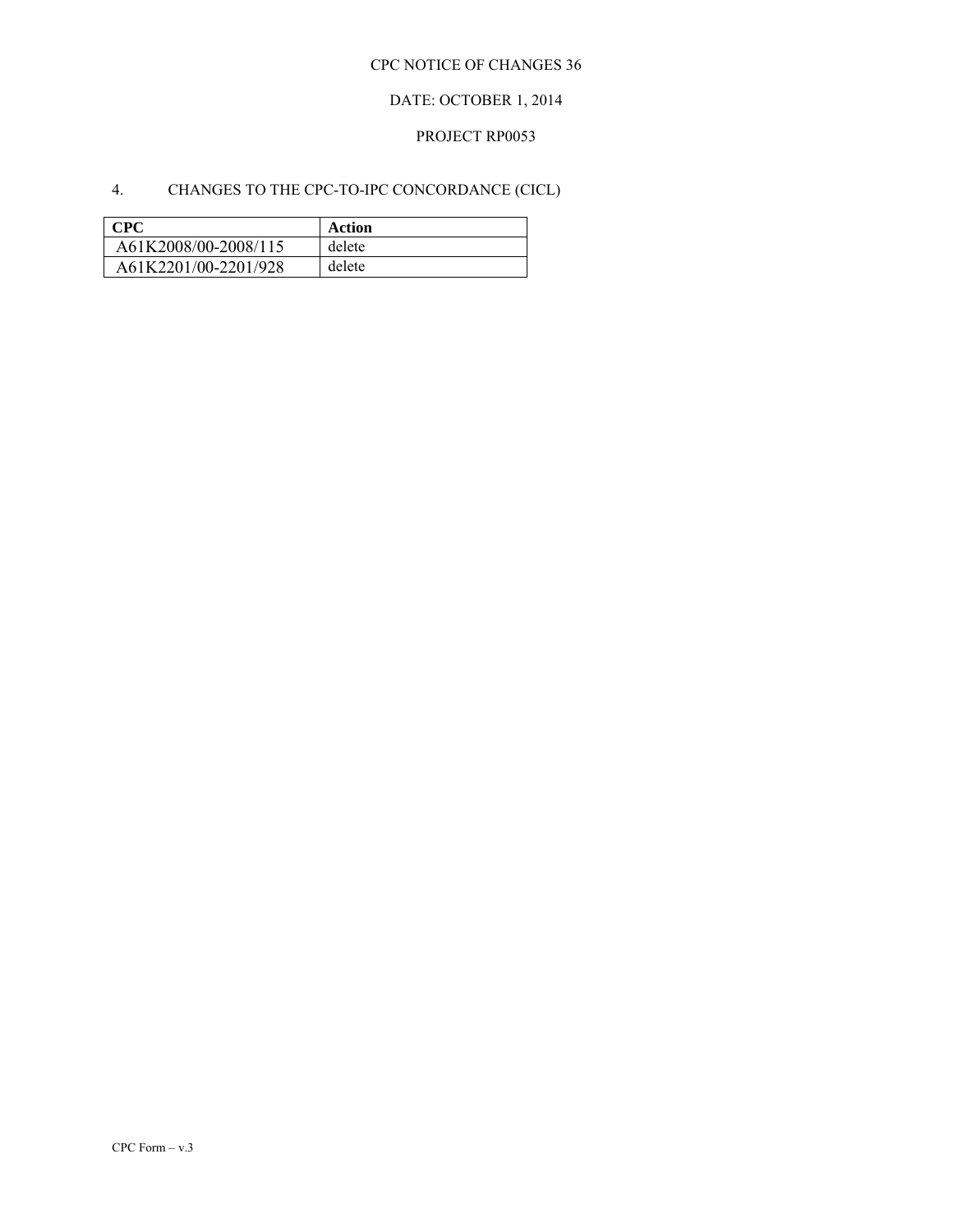CPC NOTICE OF CHANGES 36

DATE: OCTOBER 1, 2014

PROJECT RP0053

4. CHANGES TO THE CPC-TO-IPC CONCORDANCE (CICL)

| CPC | Action |
|---|---|
| A61K2008/00-2008/115 | delete |
| A61K2201/00-2201/928 | delete |

CPC Form – v.3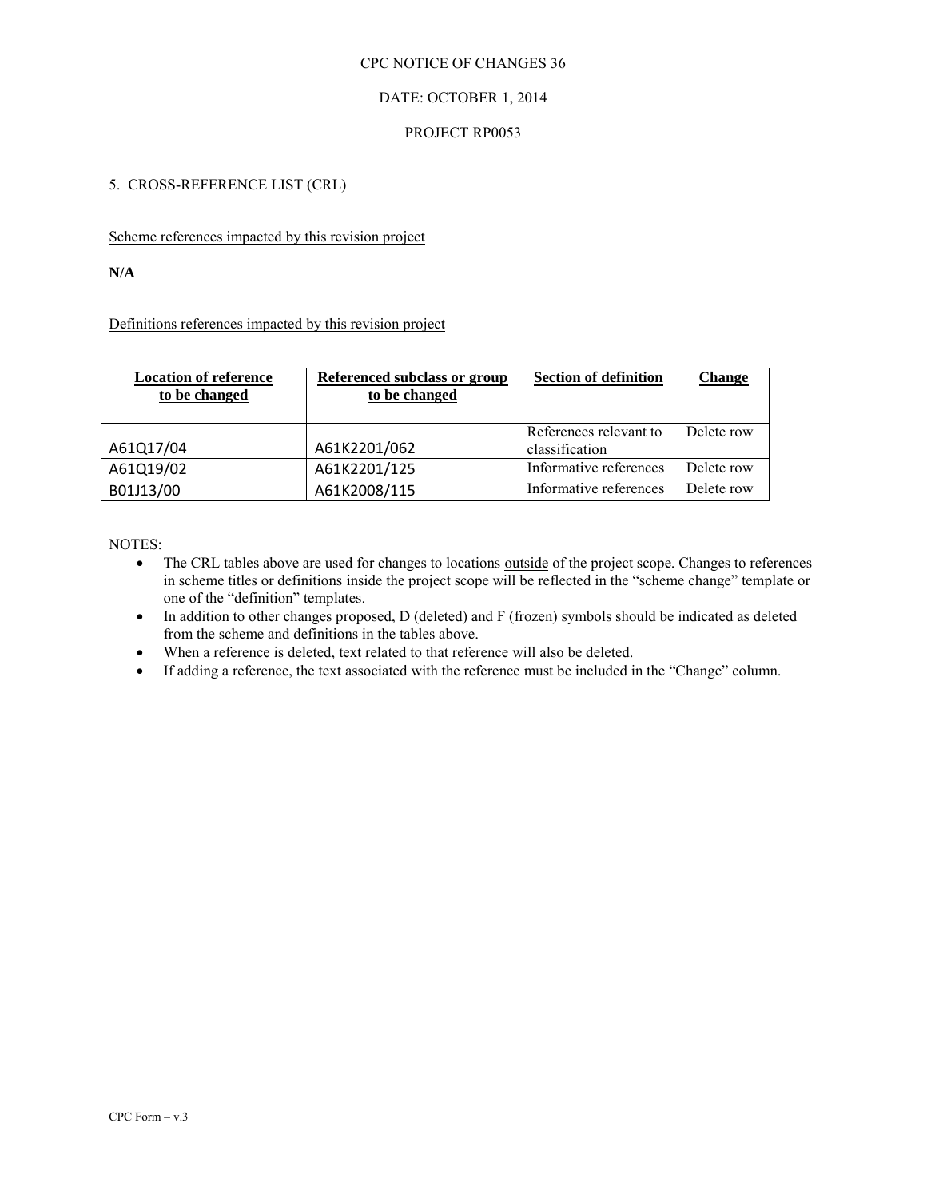CPC NOTICE OF CHANGES 36

DATE: OCTOBER 1, 2014

PROJECT RP0053

## 5. CROSS-REFERENCE LIST (CRL)

Scheme references impacted by this revision project

**N/A**

Definitions references impacted by this revision project

| Location of reference to be changed | Referenced subclass or group to be changed | Section of definition | Change |
|---|---|---|---|
| A61Q17/04 | A61K2201/062 | References relevant to classification | Delete row |
| A61Q19/02 | A61K2201/125 | Informative references | Delete row |
| B01J13/00 | A61K2008/115 | Informative references | Delete row |

NOTES:

- The CRL tables above are used for changes to locations outside of the project scope. Changes to references in scheme titles or definitions inside the project scope will be reflected in the "scheme change" template or one of the "definition" templates.
- In addition to other changes proposed, D (deleted) and F (frozen) symbols should be indicated as deleted from the scheme and definitions in the tables above.
- When a reference is deleted, text related to that reference will also be deleted.
- If adding a reference, the text associated with the reference must be included in the "Change" column.

CPC Form – v.3